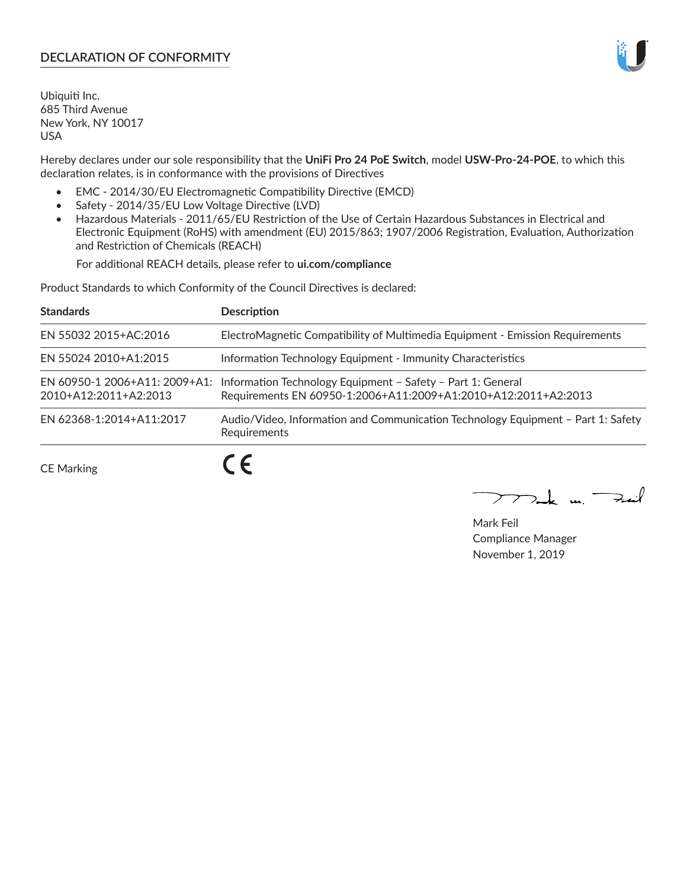## DECLARATION OF CONFORMITY

Ubiquiti Inc.
685 Third Avenue
New York, NY 10017
USA

Hereby declares under our sole responsibility that the **UniFi Pro 24 PoE Switch**, model **USW-Pro-24-POE**, to which this declaration relates, is in conformance with the provisions of Directives

- EMC - 2014/30/EU Electromagnetic Compatibility Directive (EMCD)
- Safety - 2014/35/EU Low Voltage Directive (LVD)
- Hazardous Materials - 2011/65/EU Restriction of the Use of Certain Hazardous Substances in Electrical and Electronic Equipment (RoHS) with amendment (EU) 2015/863; 1907/2006 Registration, Evaluation, Authorization and Restriction of Chemicals (REACH)

  For additional REACH details, please refer to **ui.com/compliance**

Product Standards to which Conformity of the Council Directives is declared:

| Standards | Description |
|---|---|
| EN 55032 2015+AC:2016 | ElectroMagnetic Compatibility of Multimedia Equipment - Emission Requirements |
| EN 55024 2010+A1:2015 | Information Technology Equipment - Immunity Characteristics |
| EN 60950-1 2006+A11: 2009+A1: 2010+A12:2011+A2:2013 | Information Technology Equipment – Safety – Part 1: General Requirements EN 60950-1:2006+A11:2009+A1:2010+A12:2011+A2:2013 |
| EN 62368-1:2014+A11:2017 | Audio/Video, Information and Communication Technology Equipment – Part 1: Safety Requirements |

CE Marking CE

Mark Feil
Compliance Manager
November 1, 2019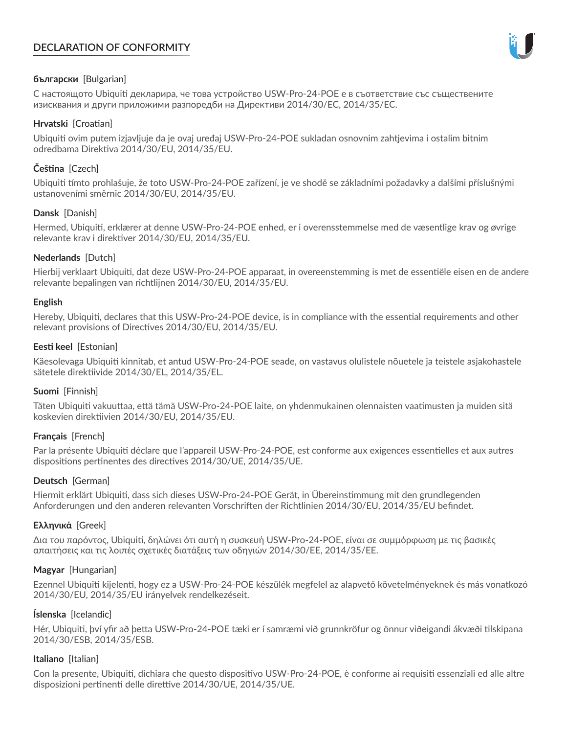# DECLARATION OF CONFORMITY

**български** [Bulgarian]

С настоящото Ubiquiti декларира, че това устройство USW-Pro-24-POE е в съответствие със съществените изисквания и други приложими разпоредби на Директиви 2014/30/ЕС, 2014/35/ЕС.

**Hrvatski** [Croatian]

Ubiquiti ovim putem izjavljuje da je ovaj uređaj USW-Pro-24-POE sukladan osnovnim zahtjevima i ostalim bitnim odredbama Direktiva 2014/30/EU, 2014/35/EU.

**Čeština** [Czech]

Ubiquiti tímto prohlašuje, že toto USW-Pro-24-POE zařízení, je ve shodě se základními požadavky a dalšími příslušnými ustanoveními směrnic 2014/30/EU, 2014/35/EU.

**Dansk** [Danish]

Hermed, Ubiquiti, erklærer at denne USW-Pro-24-POE enhed, er i overensstemmelse med de væsentlige krav og øvrige relevante krav i direktiver 2014/30/EU, 2014/35/EU.

**Nederlands** [Dutch]

Hierbij verklaart Ubiquiti, dat deze USW-Pro-24-POE apparaat, in overeenstemming is met de essentiële eisen en de andere relevante bepalingen van richtlijnen 2014/30/EU, 2014/35/EU.

**English**

Hereby, Ubiquiti, declares that this USW-Pro-24-POE device, is in compliance with the essential requirements and other relevant provisions of Directives 2014/30/EU, 2014/35/EU.

**Eesti keel** [Estonian]

Käesolevaga Ubiquiti kinnitab, et antud USW-Pro-24-POE seade, on vastavus olulistele nõuetele ja teistele asjakohastele sätetele direktiivide 2014/30/EL, 2014/35/EL.

**Suomi** [Finnish]

Täten Ubiquiti vakuuttaa, että tämä USW-Pro-24-POE laite, on yhdenmukainen olennaisten vaatimusten ja muiden sitä koskevien direktiivien 2014/30/EU, 2014/35/EU.

**Français** [French]

Par la présente Ubiquiti déclare que l'appareil USW-Pro-24-POE, est conforme aux exigences essentielles et aux autres dispositions pertinentes des directives 2014/30/UE, 2014/35/UE.

**Deutsch** [German]

Hiermit erklärt Ubiquiti, dass sich dieses USW-Pro-24-POE Gerät, in Übereinstimmung mit den grundlegenden Anforderungen und den anderen relevanten Vorschriften der Richtlinien 2014/30/EU, 2014/35/EU befindet.

**Ελληνικά** [Greek]

Δια του παρόντος, Ubiquiti, δηλώνει ότι αυτή η συσκευή USW-Pro-24-POE, είναι σε συμμόρφωση με τις βασικές απαιτήσεις και τις λοιπές σχετικές διατάξεις των οδηγιών 2014/30/EE, 2014/35/EE.

**Magyar** [Hungarian]

Ezennel Ubiquiti kijelenti, hogy ez a USW-Pro-24-POE készülék megfelel az alapvető követelményeknek és más vonatkozó 2014/30/EU, 2014/35/EU irányelvek rendelkezéseit.

**Íslenska** [Icelandic]

Hér, Ubiquiti, því yfir að þetta USW-Pro-24-POE tæki er í samræmi við grunnkröfur og önnur viðeigandi ákvæði tilskipana 2014/30/ESB, 2014/35/ESB.

**Italiano** [Italian]

Con la presente, Ubiquiti, dichiara che questo dispositivo USW-Pro-24-POE, è conforme ai requisiti essenziali ed alle altre disposizioni pertinenti delle direttive 2014/30/UE, 2014/35/UE.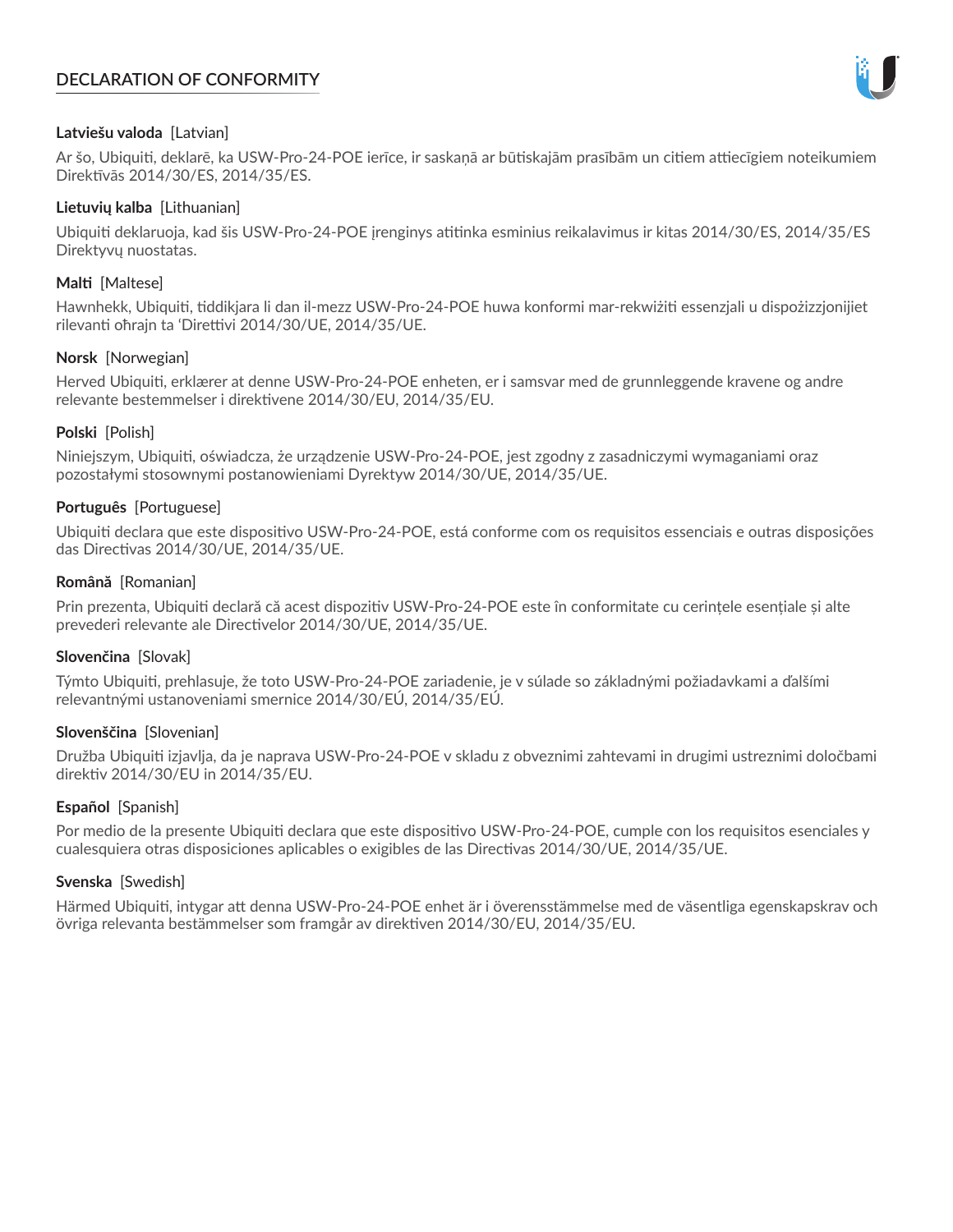# DECLARATION OF CONFORMITY

**Latviešu valoda** [Latvian]

Ar šo, Ubiquiti, deklarē, ka USW-Pro-24-POE ierīce, ir saskaņā ar būtiskajām prasībām un citiem attiecīgiem noteikumiem Direktīvās 2014/30/ES, 2014/35/ES.

**Lietuvių kalba** [Lithuanian]

Ubiquiti deklaruoja, kad šis USW-Pro-24-POE įrenginys atitinka esminius reikalavimus ir kitas 2014/30/ES, 2014/35/ES Direktyvų nuostatas.

**Malti** [Maltese]

Hawnhekk, Ubiquiti, tiddikjara li dan il-mezz USW-Pro-24-POE huwa konformi mar-rekwiżiti essenzjali u dispożizzjonijiet rilevanti oħrajn ta 'Direttivi 2014/30/UE, 2014/35/UE.

**Norsk** [Norwegian]

Herved Ubiquiti, erklærer at denne USW-Pro-24-POE enheten, er i samsvar med de grunnleggende kravene og andre relevante bestemmelser i direktivene 2014/30/EU, 2014/35/EU.

**Polski** [Polish]

Niniejszym, Ubiquiti, oświadcza, że urządzenie USW-Pro-24-POE, jest zgodny z zasadniczymi wymaganiami oraz pozostałymi stosownymi postanowieniami Dyrektyw 2014/30/UE, 2014/35/UE.

**Português** [Portuguese]

Ubiquiti declara que este dispositivo USW-Pro-24-POE, está conforme com os requisitos essenciais e outras disposições das Directivas 2014/30/UE, 2014/35/UE.

**Română** [Romanian]

Prin prezenta, Ubiquiti declară că acest dispozitiv USW-Pro-24-POE este în conformitate cu cerințele esențiale și alte prevederi relevante ale Directivelor 2014/30/UE, 2014/35/UE.

**Slovenčina** [Slovak]

Týmto Ubiquiti, prehlasuje, že toto USW-Pro-24-POE zariadenie, je v súlade so základnými požiadavkami a ďalšími relevantnými ustanoveniami smernice 2014/30/EÚ, 2014/35/EÚ.

**Slovenščina** [Slovenian]

Družba Ubiquiti izjavlja, da je naprava USW-Pro-24-POE v skladu z obveznimi zahtevami in drugimi ustreznimi določbami direktiv 2014/30/EU in 2014/35/EU.

**Español** [Spanish]

Por medio de la presente Ubiquiti declara que este dispositivo USW-Pro-24-POE, cumple con los requisitos esenciales y cualesquiera otras disposiciones aplicables o exigibles de las Directivas 2014/30/UE, 2014/35/UE.

**Svenska** [Swedish]

Härmed Ubiquiti, intygar att denna USW-Pro-24-POE enhet är i överensstämmelse med de väsentliga egenskapskrav och övriga relevanta bestämmelser som framgår av direktiven 2014/30/EU, 2014/35/EU.